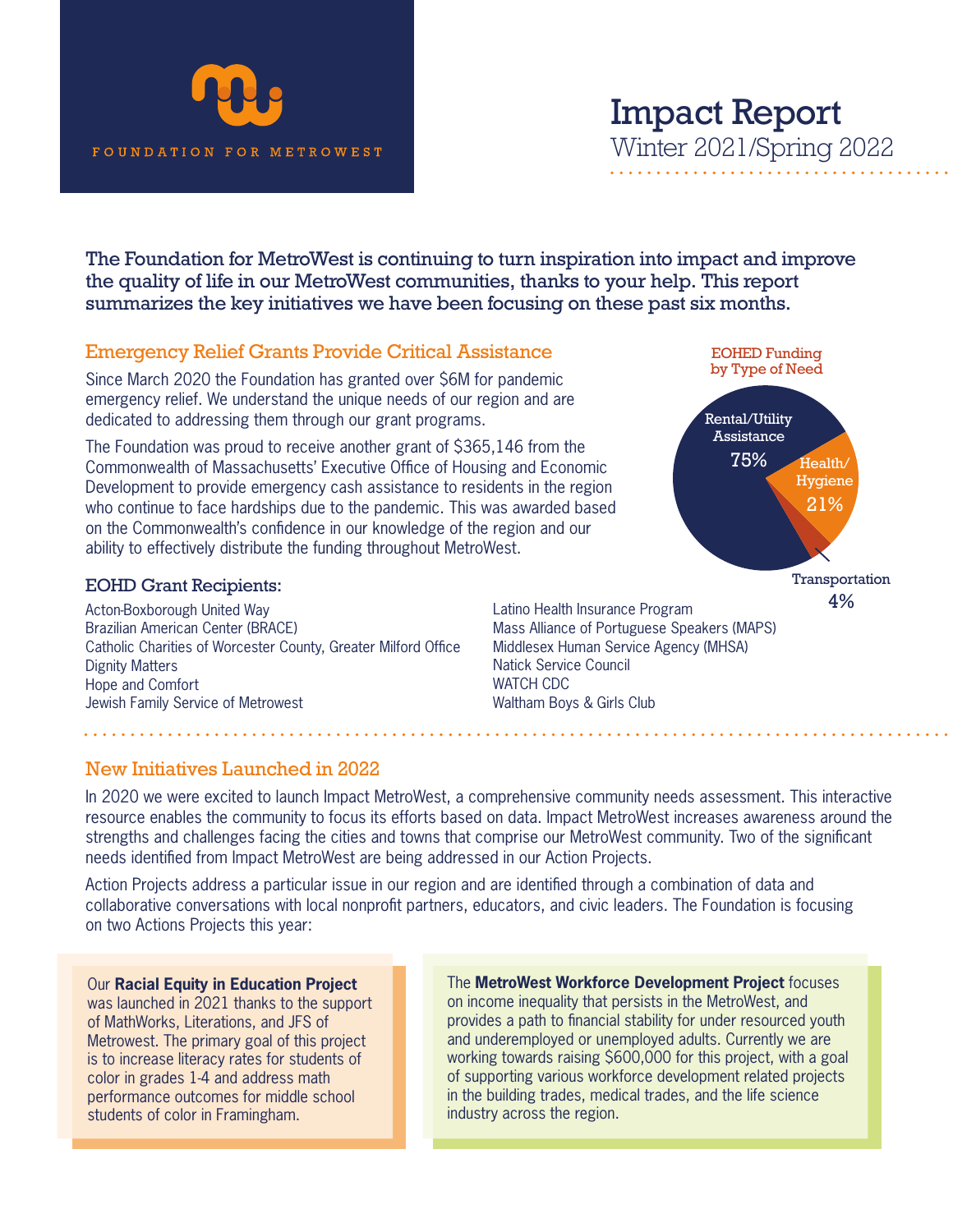FOUNDATION FOR METROWEST

# Impact Report

## Winter 2021/Spring 2022

**The Foundation for MetroWest is continuing to turn inspiration into impact and improve the quality of life in our MetroWest communities, thanks to your help. This report summarizes the key initiatives we have been focusing on these past six months.**

## Emergency Relief Grants Provide Critical Assistance

Since March 2020 the Foundation has granted over $6M for pandemic emergency relief. We understand the unique needs of our region and are dedicated to addressing them through our grant programs.

The Foundation was proud to receive another grant of $365,146 from the Commonwealth of Massachusetts' Executive Office of Housing and Economic Development to provide emergency cash assistance to residents in the region who continue to face hardships due to the pandemic. This was awarded based on the Commonwealth's confidence in our knowledge of the region and our ability to effectively distribute the funding throughout MetroWest.

**EOHED Funding by Type of Need**

- Rental/Utility Assistance 75%
- Health/Hygiene 21%
- Transportation 4%

### EOHD Grant Recipients:

- Acton-Boxborough United Way
- Brazilian American Center (BRACE)
- Catholic Charities of Worcester County, Greater Milford Office
- Dignity Matters
- Hope and Comfort
- Jewish Family Service of Metrowest
- Latino Health Insurance Program
- Mass Alliance of Portuguese Speakers (MAPS)
- Middlesex Human Service Agency (MHSA)
- Natick Service Council
- WATCH CDC
- Waltham Boys & Girls Club

## New Initiatives Launched in 2022

In 2020 we were excited to launch Impact MetroWest, a comprehensive community needs assessment. This interactive resource enables the community to focus its efforts based on data. Impact MetroWest increases awareness around the strengths and challenges facing the cities and towns that comprise our MetroWest community. Two of the significant needs identified from Impact MetroWest are being addressed in our Action Projects.

Action Projects address a particular issue in our region and are identified through a combination of data and collaborative conversations with local nonprofit partners, educators, and civic leaders. The Foundation is focusing on two Actions Projects this year:

Our **Racial Equity in Education Project** was launched in 2021 thanks to the support of MathWorks, Literations, and JFS of Metrowest. The primary goal of this project is to increase literacy rates for students of color in grades 1-4 and address math performance outcomes for middle school students of color in Framingham.

The **MetroWest Workforce Development Project** focuses on income inequality that persists in the MetroWest, and provides a path to financial stability for under resourced youth and underemployed or unemployed adults. Currently we are working towards raising $600,000 for this project, with a goal of supporting various workforce development related projects in the building trades, medical trades, and the life science industry across the region.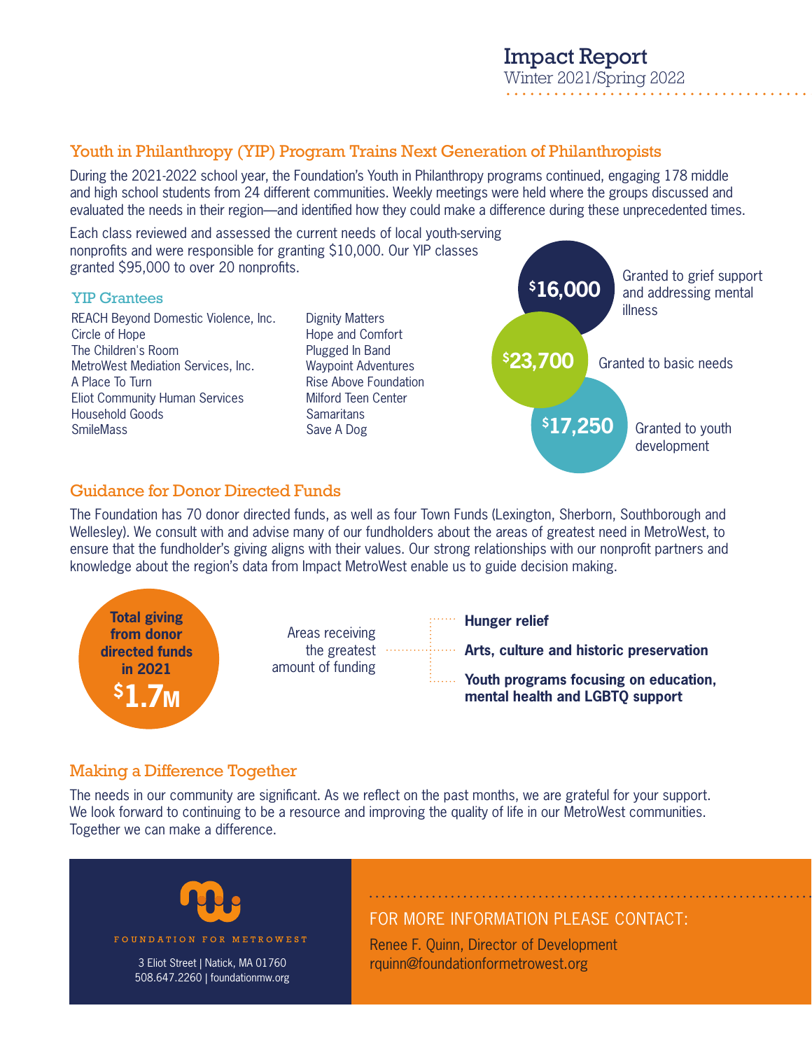# Impact Report

Winter 2021/Spring 2022

## Youth in Philanthropy (YIP) Program Trains Next Generation of Philanthropists

During the 2021-2022 school year, the Foundation's Youth in Philanthropy programs continued, engaging 178 middle and high school students from 24 different communities. Weekly meetings were held where the groups discussed and evaluated the needs in their region—and identified how they could make a difference during these unprecedented times.

Each class reviewed and assessed the current needs of local youth-serving nonprofits and were responsible for granting $10,000. Our YIP classes granted $95,000 to over 20 nonprofits.

### YIP Grantees

- REACH Beyond Domestic Violence, Inc.
- Circle of Hope
- The Children's Room
- MetroWest Mediation Services, Inc.
- A Place To Turn
- Eliot Community Human Services
- Household Goods
- SmileMass
- Dignity Matters
- Hope and Comfort
- Plugged In Band
- Waypoint Adventures
- Rise Above Foundation
- Milford Teen Center
- Samaritans
- Save A Dog

**$16,000** Granted to grief support and addressing mental illness

**$23,700** Granted to basic needs

**$17,250** Granted to youth development

## Guidance for Donor Directed Funds

The Foundation has 70 donor directed funds, as well as four Town Funds (Lexington, Sherborn, Southborough and Wellesley). We consult with and advise many of our fundholders about the areas of greatest need in MetroWest, to ensure that the fundholder's giving aligns with their values. Our strong relationships with our nonprofit partners and knowledge about the region's data from Impact MetroWest enable us to guide decision making.

**Total giving from donor directed funds in 2021 $1.7M**

Areas receiving the greatest amount of funding

- **Hunger relief**
- **Arts, culture and historic preservation**
- **Youth programs focusing on education, mental health and LGBTQ support**

## Making a Difference Together

The needs in our community are significant. As we reflect on the past months, we are grateful for your support. We look forward to continuing to be a resource and improving the quality of life in our MetroWest communities. Together we can make a difference.

FOUNDATION FOR METROWEST

3 Eliot Street | Natick, MA 01760
508.647.2260 | foundationmw.org

FOR MORE INFORMATION PLEASE CONTACT:

Renee F. Quinn, Director of Development
rquinn@foundationformetrowest.org